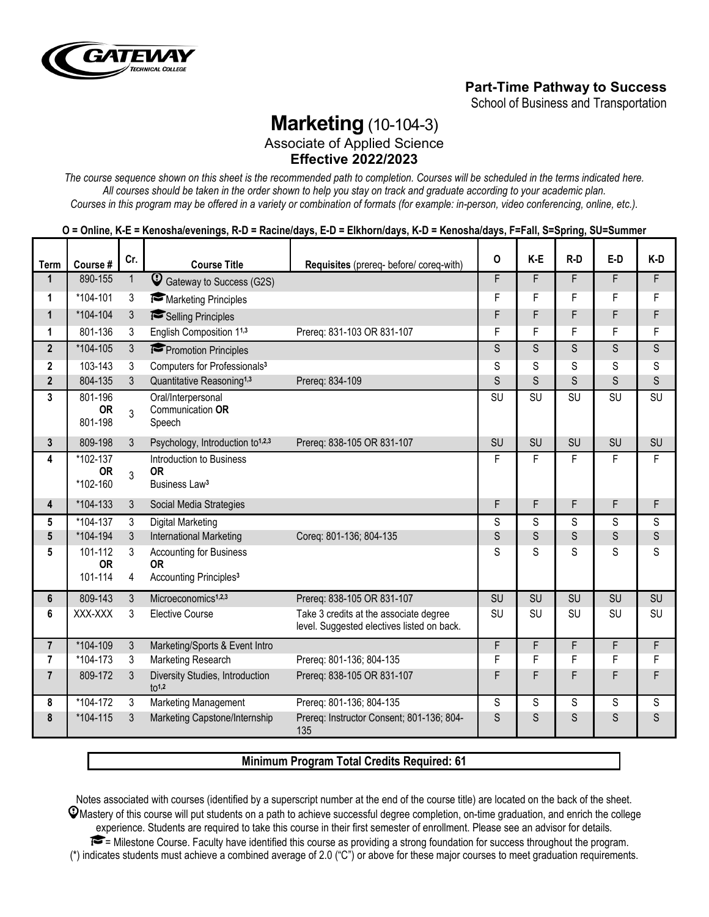**Part-Time Pathway to Success**
School of Business and Transportation

# Marketing (10-104-3)

Associate of Applied Science
**Effective 2022/2023**

*The course sequence shown on this sheet is the recommended path to completion. Courses will be scheduled in the terms indicated here. All courses should be taken in the order shown to help you stay on track and graduate according to your academic plan.*
*Courses in this program may be offered in a variety or combination of formats (for example: in-person, video conferencing, online, etc.).*

**O = Online, K-E = Kenosha/evenings, R-D = Racine/days, E-D = Elkhorn/days, K-D = Kenosha/days, F=Fall, S=Spring, SU=Summer**

| Term | Course # | Cr. | Course Title | Requisites (prereq- before/ coreq-with) | O | K-E | R-D | E-D | K-D |
|---|---|---|---|---|---|---|---|---|---|
| 1 | 890-155 | 1 | Gateway to Success (G2S) | | F | F | F | F | F |
| 1 | *104-101 | 3 | Marketing Principles | | F | F | F | F | F |
| 1 | *104-104 | 3 | Selling Principles | | F | F | F | F | F |
| 1 | 801-136 | 3 | English Composition 1[1,3] | Prereq: 831-103 OR 831-107 | F | F | F | F | F |
| 2 | *104-105 | 3 | Promotion Principles | | S | S | S | S | S |
| 2 | 103-143 | 3 | Computers for Professionals[3] | | S | S | S | S | S |
| 2 | 804-135 | 3 | Quantitative Reasoning[1,3] | Prereq: 834-109 | S | S | S | S | S |
| 3 | 801-196 **OR** 801-198 | 3 | Oral/Interpersonal Communication **OR** Speech | | SU | SU | SU | SU | SU |
| 3 | 809-198 | 3 | Psychology, Introduction to[1,2,3] | Prereq: 838-105 OR 831-107 | SU | SU | SU | SU | SU |
| 4 | *102-137 **OR** *102-160 | 3 | Introduction to Business **OR** Business Law[3] | | F | F | F | F | F |
| 4 | *104-133 | 3 | Social Media Strategies | | F | F | F | F | F |
| 5 | *104-137 | 3 | Digital Marketing | | S | S | S | S | S |
| 5 | *104-194 | 3 | International Marketing | Coreq: 801-136; 804-135 | S | S | S | S | S |
| 5 | 101-112 **OR** 101-114 | 3 / 4 | Accounting for Business **OR** Accounting Principles[3] | | S | S | S | S | S |
| 6 | 809-143 | 3 | Microeconomics[1,2,3] | Prereq: 838-105 OR 831-107 | SU | SU | SU | SU | SU |
| 6 | XXX-XXX | 3 | Elective Course | Take 3 credits at the associate degree level. Suggested electives listed on back. | SU | SU | SU | SU | SU |
| 7 | *104-109 | 3 | Marketing/Sports & Event Intro | | F | F | F | F | F |
| 7 | *104-173 | 3 | Marketing Research | Prereq: 801-136; 804-135 | F | F | F | F | F |
| 7 | 809-172 | 3 | Diversity Studies, Introduction to[1,2] | Prereq: 838-105 OR 831-107 | F | F | F | F | F |
| 8 | *104-172 | 3 | Marketing Management | Prereq: 801-136; 804-135 | S | S | S | S | S |
| 8 | *104-115 | 3 | Marketing Capstone/Internship | Prereq: Instructor Consent; 801-136; 804-135 | S | S | S | S | S |

**Minimum Program Total Credits Required: 61**

Notes associated with courses (identified by a superscript number at the end of the course title) are located on the back of the sheet.

Mastery of this course will put students on a path to achieve successful degree completion, on-time graduation, and enrich the college experience. Students are required to take this course in their first semester of enrollment. Please see an advisor for details.

= Milestone Course. Faculty have identified this course as providing a strong foundation for success throughout the program.

(*) indicates students must achieve a combined average of 2.0 ("C") or above for these major courses to meet graduation requirements.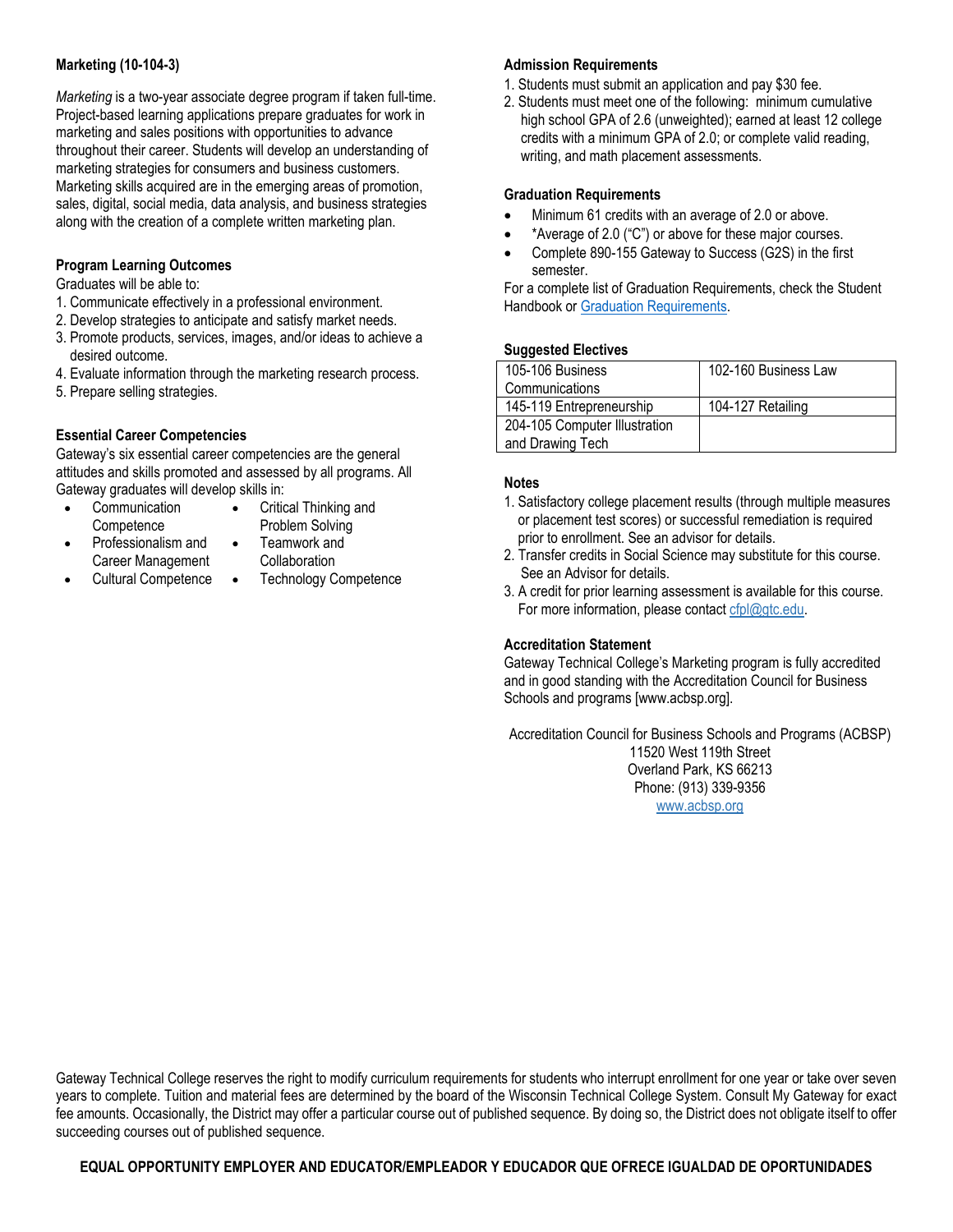## Marketing (10-104-3)

*Marketing* is a two-year associate degree program if taken full-time. Project-based learning applications prepare graduates for work in marketing and sales positions with opportunities to advance throughout their career. Students will develop an understanding of marketing strategies for consumers and business customers. Marketing skills acquired are in the emerging areas of promotion, sales, digital, social media, data analysis, and business strategies along with the creation of a complete written marketing plan.

### Program Learning Outcomes

Graduates will be able to:

1. Communicate effectively in a professional environment.
2. Develop strategies to anticipate and satisfy market needs.
3. Promote products, services, images, and/or ideas to achieve a desired outcome.
4. Evaluate information through the marketing research process.
5. Prepare selling strategies.

### Essential Career Competencies

Gateway's six essential career competencies are the general attitudes and skills promoted and assessed by all programs. All Gateway graduates will develop skills in:

- Communication Competence
- Critical Thinking and Problem Solving
- Professionalism and Career Management
- Teamwork and Collaboration
- Cultural Competence
- Technology Competence

### Admission Requirements

1. Students must submit an application and pay $30 fee.
2. Students must meet one of the following: minimum cumulative high school GPA of 2.6 (unweighted); earned at least 12 college credits with a minimum GPA of 2.0; or complete valid reading, writing, and math placement assessments.

### Graduation Requirements

- Minimum 61 credits with an average of 2.0 or above.
- *Average of 2.0 ("C") or above for these major courses.
- Complete 890-155 Gateway to Success (G2S) in the first semester.

For a complete list of Graduation Requirements, check the Student Handbook or Graduation Requirements.

### Suggested Electives

| | |
|---|---|
| 105-106 Business Communications | 102-160 Business Law |
| 145-119 Entrepreneurship | 104-127 Retailing |
| 204-105 Computer Illustration and Drawing Tech | |

### Notes

1. Satisfactory college placement results (through multiple measures or placement test scores) or successful remediation is required prior to enrollment. See an advisor for details.
2. Transfer credits in Social Science may substitute for this course. See an Advisor for details.
3. A credit for prior learning assessment is available for this course. For more information, please contact cfpl@gtc.edu.

### Accreditation Statement

Gateway Technical College's Marketing program is fully accredited and in good standing with the Accreditation Council for Business Schools and programs [www.acbsp.org].

Accreditation Council for Business Schools and Programs (ACBSP)
11520 West 119th Street
Overland Park, KS 66213
Phone: (913) 339-9356
www.acbsp.org

Gateway Technical College reserves the right to modify curriculum requirements for students who interrupt enrollment for one year or take over seven years to complete. Tuition and material fees are determined by the board of the Wisconsin Technical College System. Consult My Gateway for exact fee amounts. Occasionally, the District may offer a particular course out of published sequence. By doing so, the District does not obligate itself to offer succeeding courses out of published sequence.

**EQUAL OPPORTUNITY EMPLOYER AND EDUCATOR/EMPLEADOR Y EDUCADOR QUE OFRECE IGUALDAD DE OPORTUNIDADES**